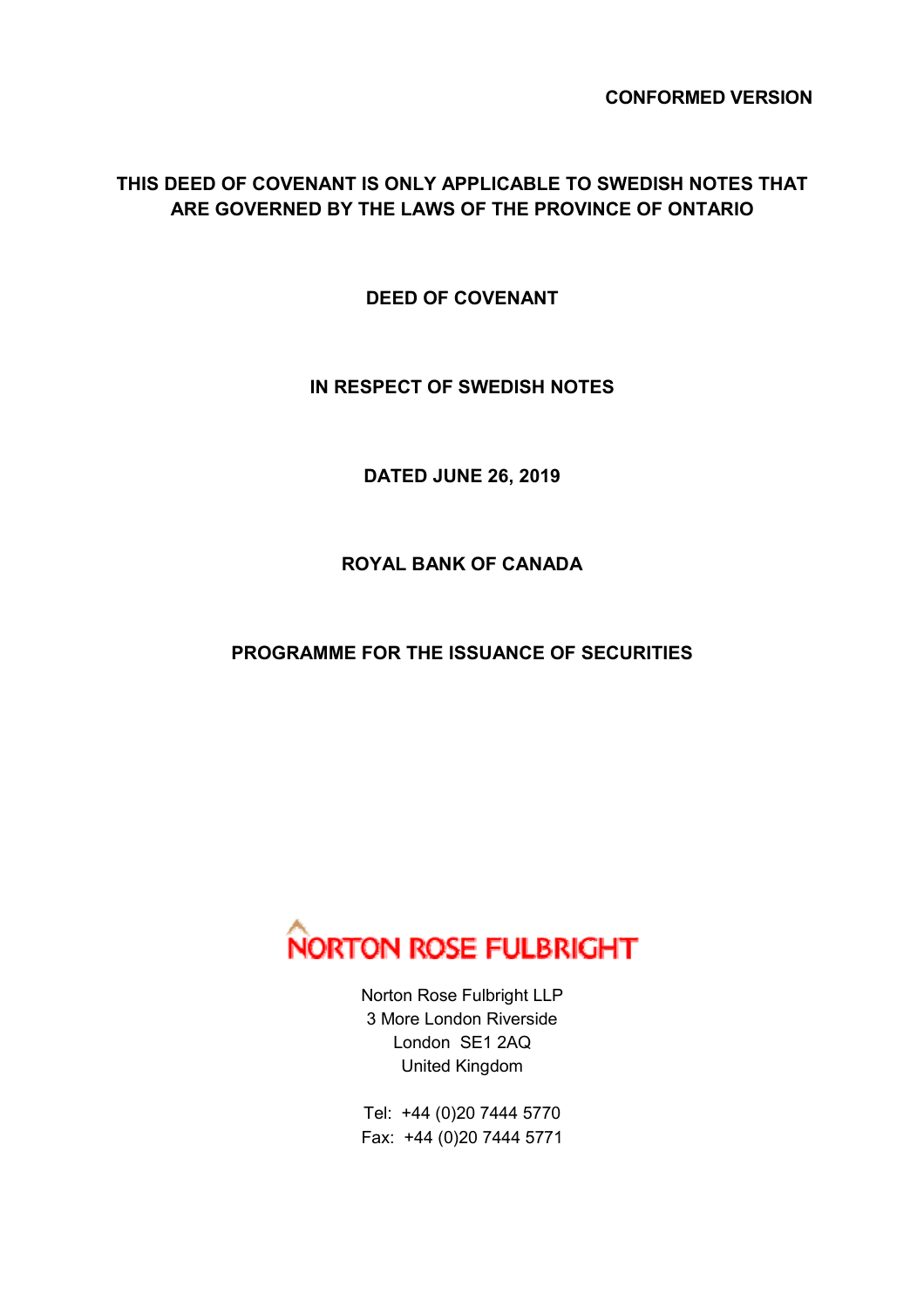**CONFORMED VERSION**

**THIS DEED OF COVENANT IS ONLY APPLICABLE TO SWEDISH NOTES THAT ARE GOVERNED BY THE LAWS OF THE PROVINCE OF ONTARIO**

# DEED OF COVENANT

## IN RESPECT OF SWEDISH NOTES

**DATED JUNE 26, 2019**

**ROYAL BANK OF CANADA**

**PROGRAMME FOR THE ISSUANCE OF SECURITIES**

NORTON ROSE FULBRIGHT

Norton Rose Fulbright LLP
3 More London Riverside
London SE1 2AQ
United Kingdom

Tel: +44 (0)20 7444 5770
Fax: +44 (0)20 7444 5771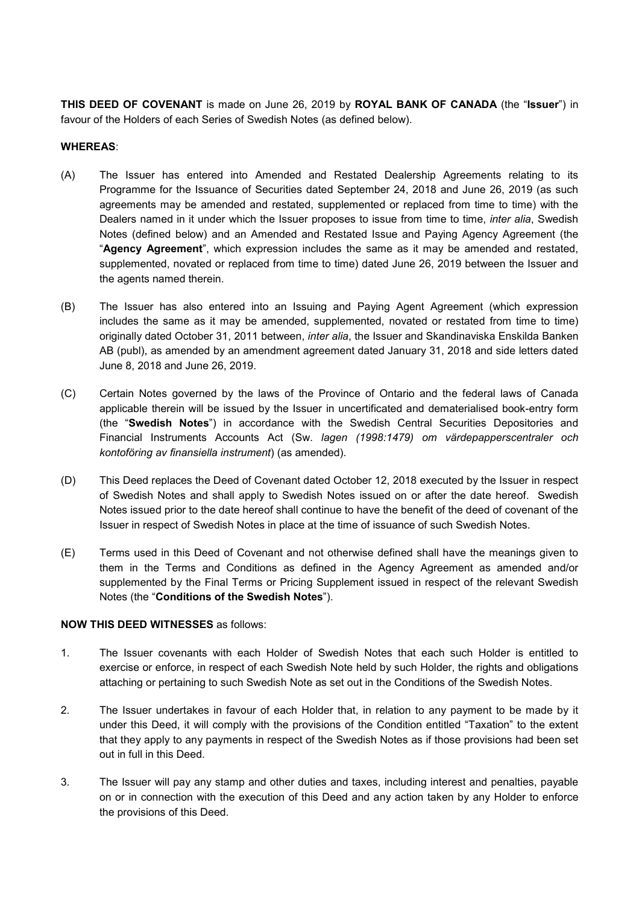**THIS DEED OF COVENANT** is made on June 26, 2019 by **ROYAL BANK OF CANADA** (the "**Issuer**") in favour of the Holders of each Series of Swedish Notes (as defined below).

**WHEREAS**:

(A) The Issuer has entered into Amended and Restated Dealership Agreements relating to its Programme for the Issuance of Securities dated September 24, 2018 and June 26, 2019 (as such agreements may be amended and restated, supplemented or replaced from time to time) with the Dealers named in it under which the Issuer proposes to issue from time to time, *inter alia*, Swedish Notes (defined below) and an Amended and Restated Issue and Paying Agency Agreement (the "**Agency Agreement**", which expression includes the same as it may be amended and restated, supplemented, novated or replaced from time to time) dated June 26, 2019 between the Issuer and the agents named therein.

(B) The Issuer has also entered into an Issuing and Paying Agent Agreement (which expression includes the same as it may be amended, supplemented, novated or restated from time to time) originally dated October 31, 2011 between, *inter alia*, the Issuer and Skandinaviska Enskilda Banken AB (publ), as amended by an amendment agreement dated January 31, 2018 and side letters dated June 8, 2018 and June 26, 2019.

(C) Certain Notes governed by the laws of the Province of Ontario and the federal laws of Canada applicable therein will be issued by the Issuer in uncertificated and dematerialised book-entry form (the "**Swedish Notes**") in accordance with the Swedish Central Securities Depositories and Financial Instruments Accounts Act (Sw. *lagen (1998:1479) om värdepapperscentraler och kontoföring av finansiella instrument*) (as amended).

(D) This Deed replaces the Deed of Covenant dated October 12, 2018 executed by the Issuer in respect of Swedish Notes and shall apply to Swedish Notes issued on or after the date hereof. Swedish Notes issued prior to the date hereof shall continue to have the benefit of the deed of covenant of the Issuer in respect of Swedish Notes in place at the time of issuance of such Swedish Notes.

(E) Terms used in this Deed of Covenant and not otherwise defined shall have the meanings given to them in the Terms and Conditions as defined in the Agency Agreement as amended and/or supplemented by the Final Terms or Pricing Supplement issued in respect of the relevant Swedish Notes (the "**Conditions of the Swedish Notes**").

**NOW THIS DEED WITNESSES** as follows:

1. The Issuer covenants with each Holder of Swedish Notes that each such Holder is entitled to exercise or enforce, in respect of each Swedish Note held by such Holder, the rights and obligations attaching or pertaining to such Swedish Note as set out in the Conditions of the Swedish Notes.

2. The Issuer undertakes in favour of each Holder that, in relation to any payment to be made by it under this Deed, it will comply with the provisions of the Condition entitled "Taxation" to the extent that they apply to any payments in respect of the Swedish Notes as if those provisions had been set out in full in this Deed.

3. The Issuer will pay any stamp and other duties and taxes, including interest and penalties, payable on or in connection with the execution of this Deed and any action taken by any Holder to enforce the provisions of this Deed.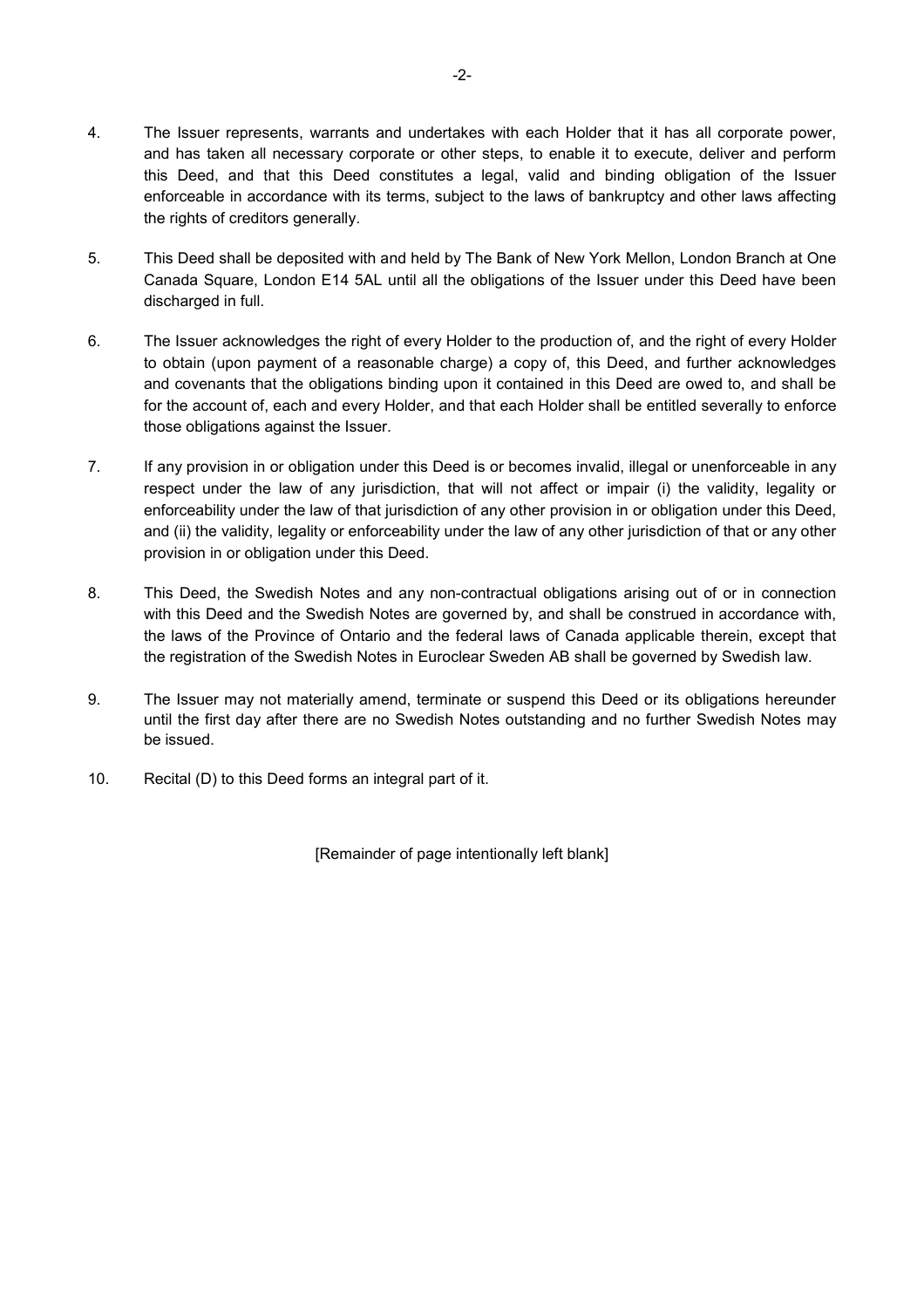4. The Issuer represents, warrants and undertakes with each Holder that it has all corporate power, and has taken all necessary corporate or other steps, to enable it to execute, deliver and perform this Deed, and that this Deed constitutes a legal, valid and binding obligation of the Issuer enforceable in accordance with its terms, subject to the laws of bankruptcy and other laws affecting the rights of creditors generally.

5. This Deed shall be deposited with and held by The Bank of New York Mellon, London Branch at One Canada Square, London E14 5AL until all the obligations of the Issuer under this Deed have been discharged in full.

6. The Issuer acknowledges the right of every Holder to the production of, and the right of every Holder to obtain (upon payment of a reasonable charge) a copy of, this Deed, and further acknowledges and covenants that the obligations binding upon it contained in this Deed are owed to, and shall be for the account of, each and every Holder, and that each Holder shall be entitled severally to enforce those obligations against the Issuer.

7. If any provision in or obligation under this Deed is or becomes invalid, illegal or unenforceable in any respect under the law of any jurisdiction, that will not affect or impair (i) the validity, legality or enforceability under the law of that jurisdiction of any other provision in or obligation under this Deed, and (ii) the validity, legality or enforceability under the law of any other jurisdiction of that or any other provision in or obligation under this Deed.

8. This Deed, the Swedish Notes and any non-contractual obligations arising out of or in connection with this Deed and the Swedish Notes are governed by, and shall be construed in accordance with, the laws of the Province of Ontario and the federal laws of Canada applicable therein, except that the registration of the Swedish Notes in Euroclear Sweden AB shall be governed by Swedish law.

9. The Issuer may not materially amend, terminate or suspend this Deed or its obligations hereunder until the first day after there are no Swedish Notes outstanding and no further Swedish Notes may be issued.

10. Recital (D) to this Deed forms an integral part of it.

[Remainder of page intentionally left blank]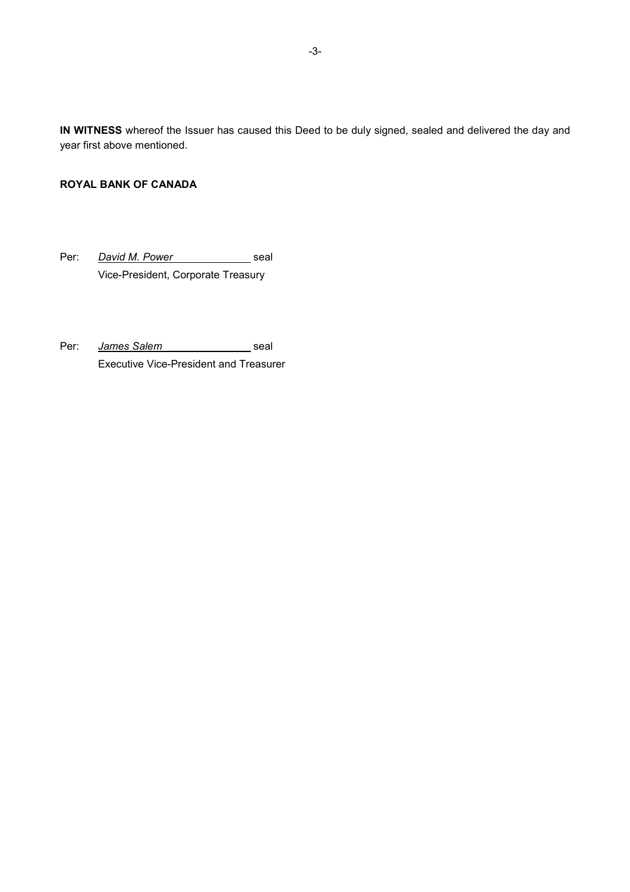**IN WITNESS** whereof the Issuer has caused this Deed to be duly signed, sealed and delivered the day and year first above mentioned.

**ROYAL BANK OF CANADA**

Per: *David M. Power* seal
Vice-President, Corporate Treasury

Per: *James Salem* seal
Executive Vice-President and Treasurer